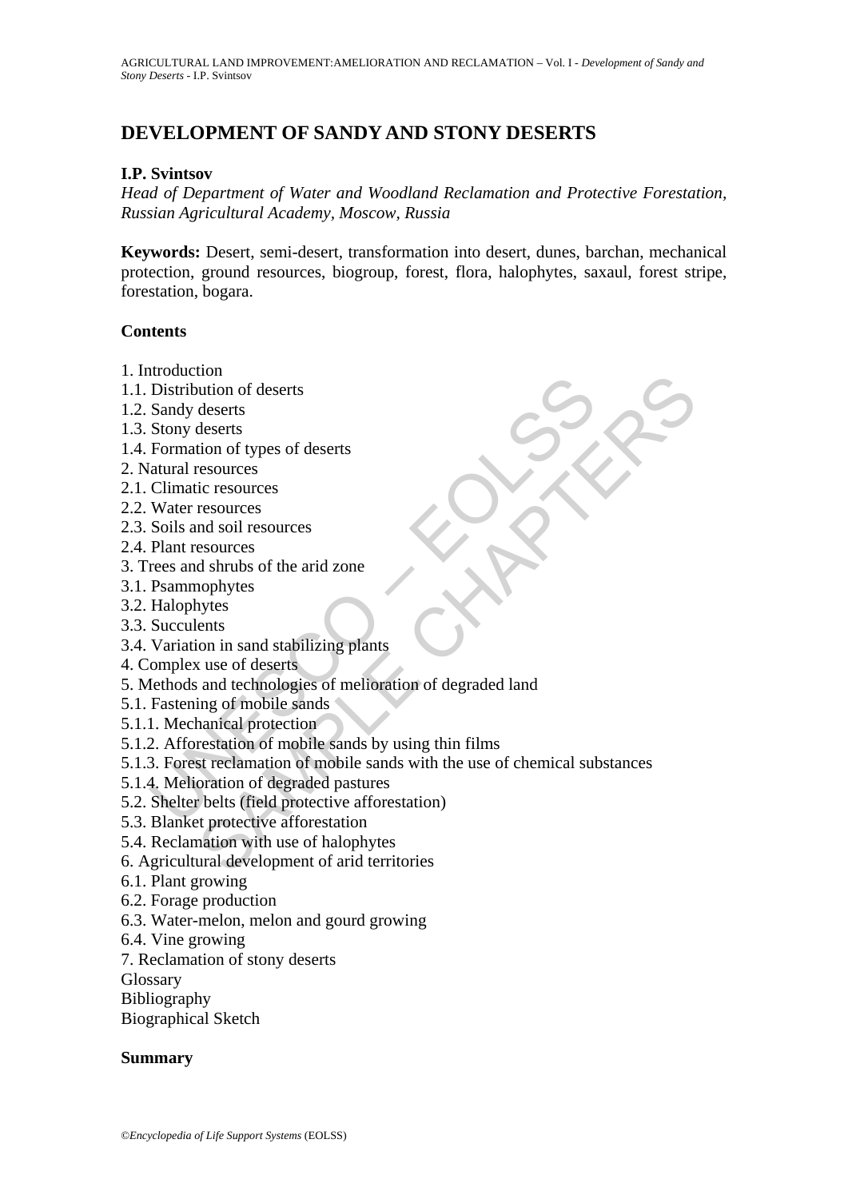# DEVELOPMENT OF SANDY AND STONY DESERTS

**I.P. Svintsov**

*Head of Department of Water and Woodland Reclamation and Protective Forestation, Russian Agricultural Academy, Moscow, Russia*

**Keywords:** Desert, semi-desert, transformation into desert, dunes, barchan, mechanical protection, ground resources, biogroup, forest, flora, halophytes, saxaul, forest stripe, forestation, bogara.

## Contents

1. Introduction
1.1. Distribution of deserts
1.2. Sandy deserts
1.3. Stony deserts
1.4. Formation of types of deserts
2. Natural resources
2.1. Climatic resources
2.2. Water resources
2.3. Soils and soil resources
2.4. Plant resources
3. Trees and shrubs of the arid zone
3.1. Psammophytes
3.2. Halophytes
3.3. Succulents
3.4. Variation in sand stabilizing plants
4. Complex use of deserts
5. Methods and technologies of melioration of degraded land
5.1. Fastening of mobile sands
5.1.1. Mechanical protection
5.1.2. Afforestation of mobile sands by using thin films
5.1.3. Forest reclamation of mobile sands with the use of chemical substances
5.1.4. Melioration of degraded pastures
5.2. Shelter belts (field protective afforestation)
5.3. Blanket protective afforestation
5.4. Reclamation with use of halophytes
6. Agricultural development of arid territories
6.1. Plant growing
6.2. Forage production
6.3. Water-melon, melon and gourd growing
6.4. Vine growing
7. Reclamation of stony deserts
Glossary
Bibliography
Biographical Sketch

## Summary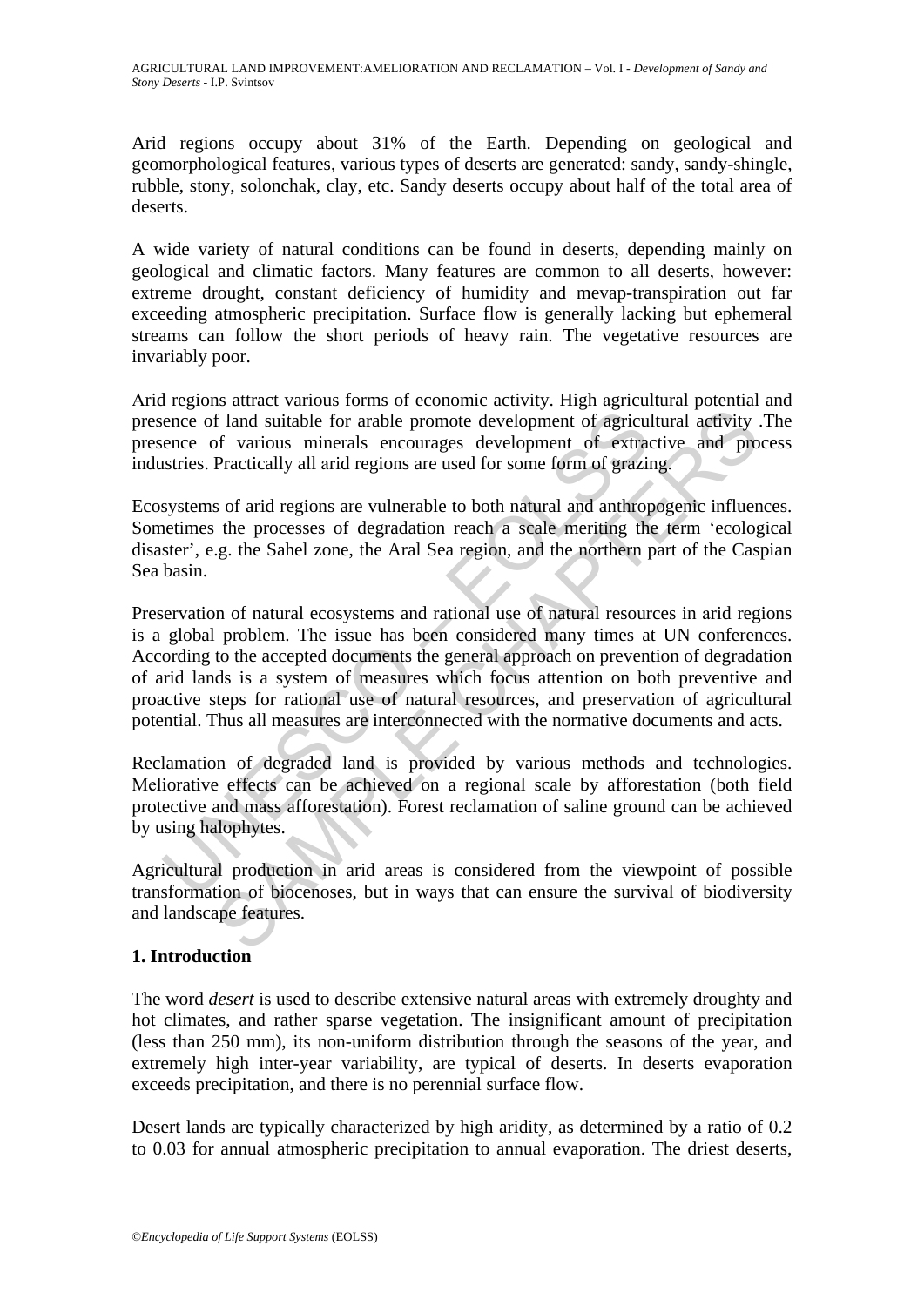Arid regions occupy about 31% of the Earth. Depending on geological and geomorphological features, various types of deserts are generated: sandy, sandy-shingle, rubble, stony, solonchak, clay, etc. Sandy deserts occupy about half of the total area of deserts.

A wide variety of natural conditions can be found in deserts, depending mainly on geological and climatic factors. Many features are common to all deserts, however: extreme drought, constant deficiency of humidity and mevap-transpiration out far exceeding atmospheric precipitation. Surface flow is generally lacking but ephemeral streams can follow the short periods of heavy rain. The vegetative resources are invariably poor.

Arid regions attract various forms of economic activity. High agricultural potential and presence of land suitable for arable promote development of agricultural activity .The presence of various minerals encourages development of extractive and process industries. Practically all arid regions are used for some form of grazing.

Ecosystems of arid regions are vulnerable to both natural and anthropogenic influences. Sometimes the processes of degradation reach a scale meriting the term 'ecological disaster', e.g. the Sahel zone, the Aral Sea region, and the northern part of the Caspian Sea basin.

Preservation of natural ecosystems and rational use of natural resources in arid regions is a global problem. The issue has been considered many times at UN conferences. According to the accepted documents the general approach on prevention of degradation of arid lands is a system of measures which focus attention on both preventive and proactive steps for rational use of natural resources, and preservation of agricultural potential. Thus all measures are interconnected with the normative documents and acts.

Reclamation of degraded land is provided by various methods and technologies. Meliorative effects can be achieved on a regional scale by afforestation (both field protective and mass afforestation). Forest reclamation of saline ground can be achieved by using halophytes.

Agricultural production in arid areas is considered from the viewpoint of possible transformation of biocenoses, but in ways that can ensure the survival of biodiversity and landscape features.

## 1. Introduction

The word *desert* is used to describe extensive natural areas with extremely droughty and hot climates, and rather sparse vegetation. The insignificant amount of precipitation (less than 250 mm), its non-uniform distribution through the seasons of the year, and extremely high inter-year variability, are typical of deserts. In deserts evaporation exceeds precipitation, and there is no perennial surface flow.

Desert lands are typically characterized by high aridity, as determined by a ratio of 0.2 to 0.03 for annual atmospheric precipitation to annual evaporation. The driest deserts,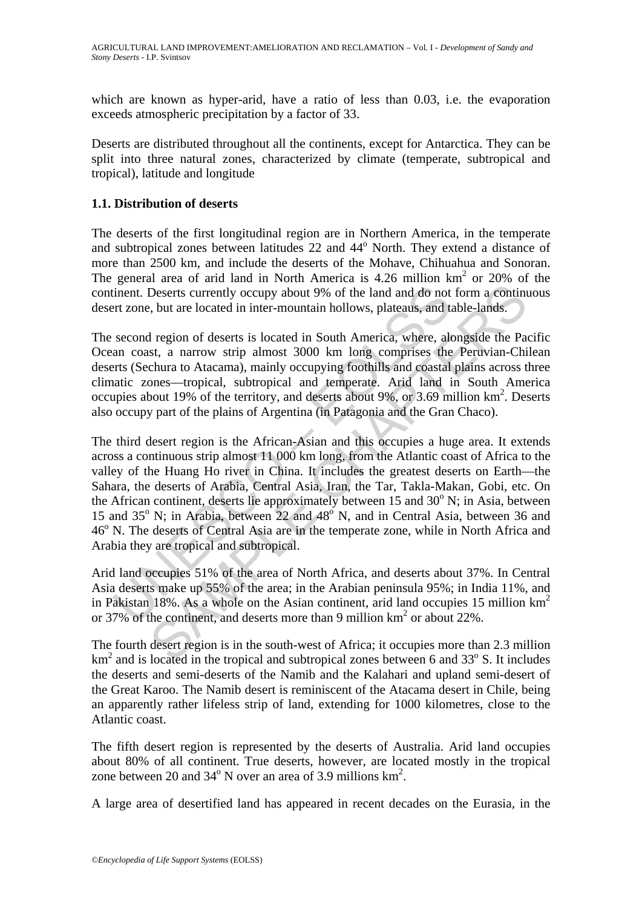which are known as hyper-arid, have a ratio of less than 0.03, i.e. the evaporation exceeds atmospheric precipitation by a factor of 33.

Deserts are distributed throughout all the continents, except for Antarctica. They can be split into three natural zones, characterized by climate (temperate, subtropical and tropical), latitude and longitude

### 1.1. Distribution of deserts

The deserts of the first longitudinal region are in Northern America, in the temperate and subtropical zones between latitudes 22 and 44$^o$ North. They extend a distance of more than 2500 km, and include the deserts of the Mohave, Chihuahua and Sonoran. The general area of arid land in North America is 4.26 million km$^2$ or 20% of the continent. Deserts currently occupy about 9% of the land and do not form a continuous desert zone, but are located in inter-mountain hollows, plateaus, and table-lands.

The second region of deserts is located in South America, where, alongside the Pacific Ocean coast, a narrow strip almost 3000 km long comprises the Peruvian-Chilean deserts (Sechura to Atacama), mainly occupying foothills and coastal plains across three climatic zones—tropical, subtropical and temperate. Arid land in South America occupies about 19% of the territory, and deserts about 9%, or 3.69 million km$^2$. Deserts also occupy part of the plains of Argentina (in Patagonia and the Gran Chaco).

The third desert region is the African-Asian and this occupies a huge area. It extends across a continuous strip almost 11 000 km long, from the Atlantic coast of Africa to the valley of the Huang Ho river in China. It includes the greatest deserts on Earth—the Sahara, the deserts of Arabia, Central Asia, Iran, the Tar, Takla-Makan, Gobi, etc. On the African continent, deserts lie approximately between 15 and 30$^o$ N; in Asia, between 15 and 35$^o$ N; in Arabia, between 22 and 48$^o$ N, and in Central Asia, between 36 and 46$^o$ N. The deserts of Central Asia are in the temperate zone, while in North Africa and Arabia they are tropical and subtropical.

Arid land occupies 51% of the area of North Africa, and deserts about 37%. In Central Asia deserts make up 55% of the area; in the Arabian peninsula 95%; in India 11%, and in Pakistan 18%. As a whole on the Asian continent, arid land occupies 15 million km$^2$ or 37% of the continent, and deserts more than 9 million km$^2$ or about 22%.

The fourth desert region is in the south-west of Africa; it occupies more than 2.3 million km$^2$ and is located in the tropical and subtropical zones between 6 and 33$^o$ S. It includes the deserts and semi-deserts of the Namib and the Kalahari and upland semi-desert of the Great Karoo. The Namib desert is reminiscent of the Atacama desert in Chile, being an apparently rather lifeless strip of land, extending for 1000 kilometres, close to the Atlantic coast.

The fifth desert region is represented by the deserts of Australia. Arid land occupies about 80% of all continent. True deserts, however, are located mostly in the tropical zone between 20 and 34$^o$ N over an area of 3.9 millions km$^2$.

A large area of desertified land has appeared in recent decades on the Eurasia, in the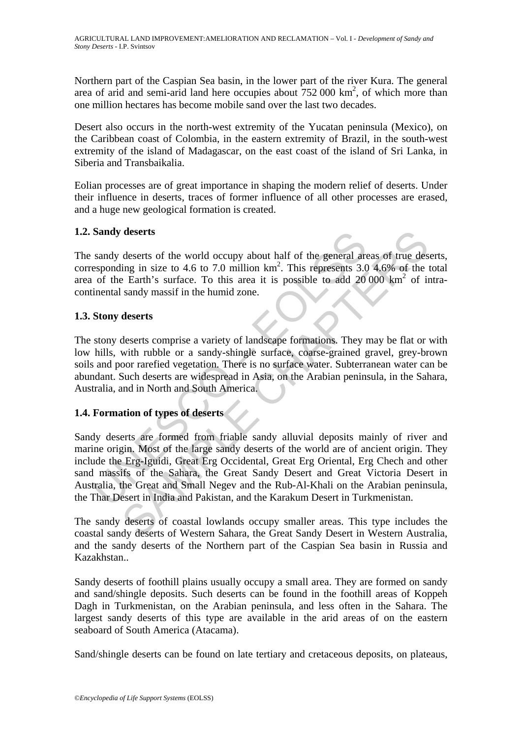Northern part of the Caspian Sea basin, in the lower part of the river Kura. The general area of arid and semi-arid land here occupies about 752 000 km$^2$, of which more than one million hectares has become mobile sand over the last two decades.

Desert also occurs in the north-west extremity of the Yucatan peninsula (Mexico), on the Caribbean coast of Colombia, in the eastern extremity of Brazil, in the south-west extremity of the island of Madagascar, on the east coast of the island of Sri Lanka, in Siberia and Transbaikalia.

Eolian processes are of great importance in shaping the modern relief of deserts. Under their influence in deserts, traces of former influence of all other processes are erased, and a huge new geological formation is created.

### 1.2. Sandy deserts

The sandy deserts of the world occupy about half of the general areas of true deserts, corresponding in size to 4.6 to 7.0 million km$^2$. This represents 3.0 4.6% of the total area of the Earth's surface. To this area it is possible to add 20 000 km$^2$ of intra-continental sandy massif in the humid zone.

### 1.3. Stony deserts

The stony deserts comprise a variety of landscape formations. They may be flat or with low hills, with rubble or a sandy-shingle surface, coarse-grained gravel, grey-brown soils and poor rarefied vegetation. There is no surface water. Subterranean water can be abundant. Such deserts are widespread in Asia, on the Arabian peninsula, in the Sahara, Australia, and in North and South America.

### 1.4. Formation of types of deserts

Sandy deserts are formed from friable sandy alluvial deposits mainly of river and marine origin. Most of the large sandy deserts of the world are of ancient origin. They include the Erg-Iguidi, Great Erg Occidental, Great Erg Oriental, Erg Chech and other sand massifs of the Sahara, the Great Sandy Desert and Great Victoria Desert in Australia, the Great and Small Negev and the Rub-Al-Khali on the Arabian peninsula, the Thar Desert in India and Pakistan, and the Karakum Desert in Turkmenistan.

The sandy deserts of coastal lowlands occupy smaller areas. This type includes the coastal sandy deserts of Western Sahara, the Great Sandy Desert in Western Australia, and the sandy deserts of the Northern part of the Caspian Sea basin in Russia and Kazakhstan..

Sandy deserts of foothill plains usually occupy a small area. They are formed on sandy and sand/shingle deposits. Such deserts can be found in the foothill areas of Koppeh Dagh in Turkmenistan, on the Arabian peninsula, and less often in the Sahara. The largest sandy deserts of this type are available in the arid areas of on the eastern seaboard of South America (Atacama).

Sand/shingle deserts can be found on late tertiary and cretaceous deposits, on plateaus,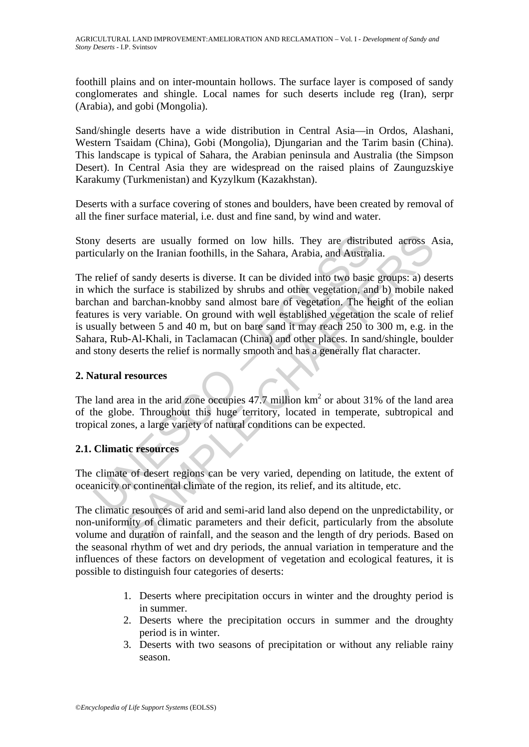foothill plains and on inter-mountain hollows. The surface layer is composed of sandy conglomerates and shingle. Local names for such deserts include reg (Iran), serpr (Arabia), and gobi (Mongolia).

Sand/shingle deserts have a wide distribution in Central Asia—in Ordos, Alashani, Western Tsaidam (China), Gobi (Mongolia), Djungarian and the Tarim basin (China). This landscape is typical of Sahara, the Arabian peninsula and Australia (the Simpson Desert). In Central Asia they are widespread on the raised plains of Zaunguzskiye Karakumy (Turkmenistan) and Kyzylkum (Kazakhstan).

Deserts with a surface covering of stones and boulders, have been created by removal of all the finer surface material, i.e. dust and fine sand, by wind and water.

Stony deserts are usually formed on low hills. They are distributed across Asia, particularly on the Iranian foothills, in the Sahara, Arabia, and Australia.

The relief of sandy deserts is diverse. It can be divided into two basic groups: a) deserts in which the surface is stabilized by shrubs and other vegetation, and b) mobile naked barchan and barchan-knobby sand almost bare of vegetation. The height of the eolian features is very variable. On ground with well established vegetation the scale of relief is usually between 5 and 40 m, but on bare sand it may reach 250 to 300 m, e.g. in the Sahara, Rub-Al-Khali, in Taclamacan (China) and other places. In sand/shingle, boulder and stony deserts the relief is normally smooth and has a generally flat character.

## 2. Natural resources

The land area in the arid zone occupies 47.7 million km$^2$ or about 31% of the land area of the globe. Throughout this huge territory, located in temperate, subtropical and tropical zones, a large variety of natural conditions can be expected.

### 2.1. Climatic resources

The climate of desert regions can be very varied, depending on latitude, the extent of oceanicity or continental climate of the region, its relief, and its altitude, etc.

The climatic resources of arid and semi-arid land also depend on the unpredictability, or non-uniformity of climatic parameters and their deficit, particularly from the absolute volume and duration of rainfall, and the season and the length of dry periods. Based on the seasonal rhythm of wet and dry periods, the annual variation in temperature and the influences of these factors on development of vegetation and ecological features, it is possible to distinguish four categories of deserts:

1. Deserts where precipitation occurs in winter and the droughty period is in summer.
2. Deserts where the precipitation occurs in summer and the droughty period is in winter.
3. Deserts with two seasons of precipitation or without any reliable rainy season.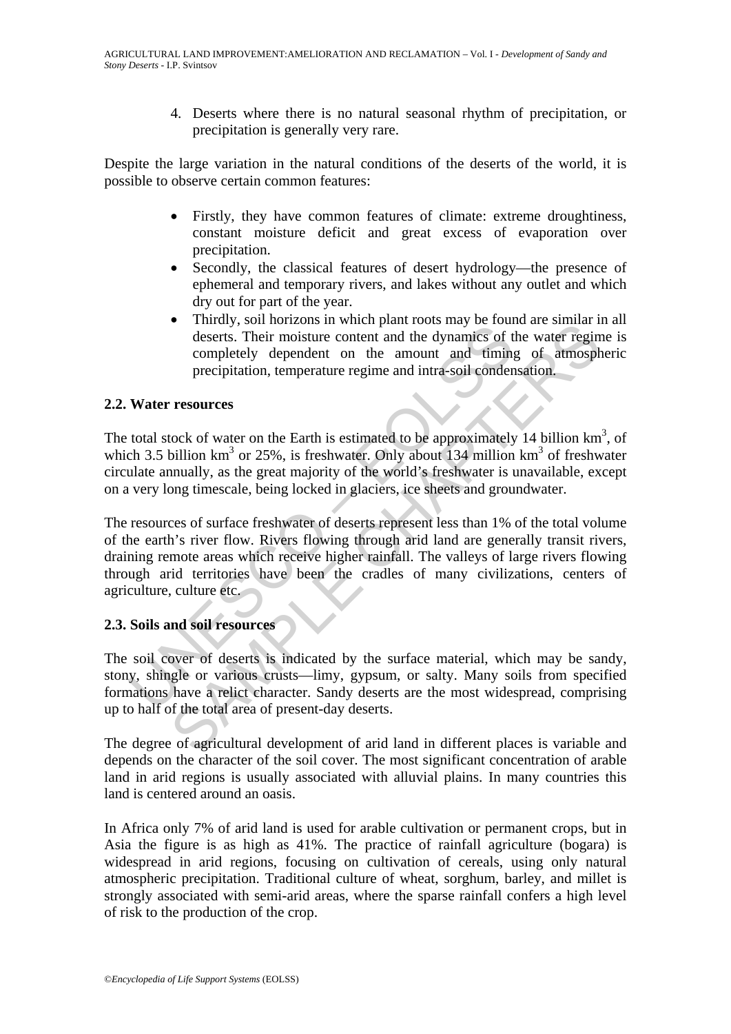4. Deserts where there is no natural seasonal rhythm of precipitation, or precipitation is generally very rare.

Despite the large variation in the natural conditions of the deserts of the world, it is possible to observe certain common features:

- Firstly, they have common features of climate: extreme droughtiness, constant moisture deficit and great excess of evaporation over precipitation.
- Secondly, the classical features of desert hydrology—the presence of ephemeral and temporary rivers, and lakes without any outlet and which dry out for part of the year.
- Thirdly, soil horizons in which plant roots may be found are similar in all deserts. Their moisture content and the dynamics of the water regime is completely dependent on the amount and timing of atmospheric precipitation, temperature regime and intra-soil condensation.

## 2.2. Water resources

The total stock of water on the Earth is estimated to be approximately 14 billion km$^3$, of which 3.5 billion km$^3$ or 25%, is freshwater. Only about 134 million km$^3$ of freshwater circulate annually, as the great majority of the world's freshwater is unavailable, except on a very long timescale, being locked in glaciers, ice sheets and groundwater.

The resources of surface freshwater of deserts represent less than 1% of the total volume of the earth's river flow. Rivers flowing through arid land are generally transit rivers, draining remote areas which receive higher rainfall. The valleys of large rivers flowing through arid territories have been the cradles of many civilizations, centers of agriculture, culture etc.

## 2.3. Soils and soil resources

The soil cover of deserts is indicated by the surface material, which may be sandy, stony, shingle or various crusts—limy, gypsum, or salty. Many soils from specified formations have a relict character. Sandy deserts are the most widespread, comprising up to half of the total area of present-day deserts.

The degree of agricultural development of arid land in different places is variable and depends on the character of the soil cover. The most significant concentration of arable land in arid regions is usually associated with alluvial plains. In many countries this land is centered around an oasis.

In Africa only 7% of arid land is used for arable cultivation or permanent crops, but in Asia the figure is as high as 41%. The practice of rainfall agriculture (bogara) is widespread in arid regions, focusing on cultivation of cereals, using only natural atmospheric precipitation. Traditional culture of wheat, sorghum, barley, and millet is strongly associated with semi-arid areas, where the sparse rainfall confers a high level of risk to the production of the crop.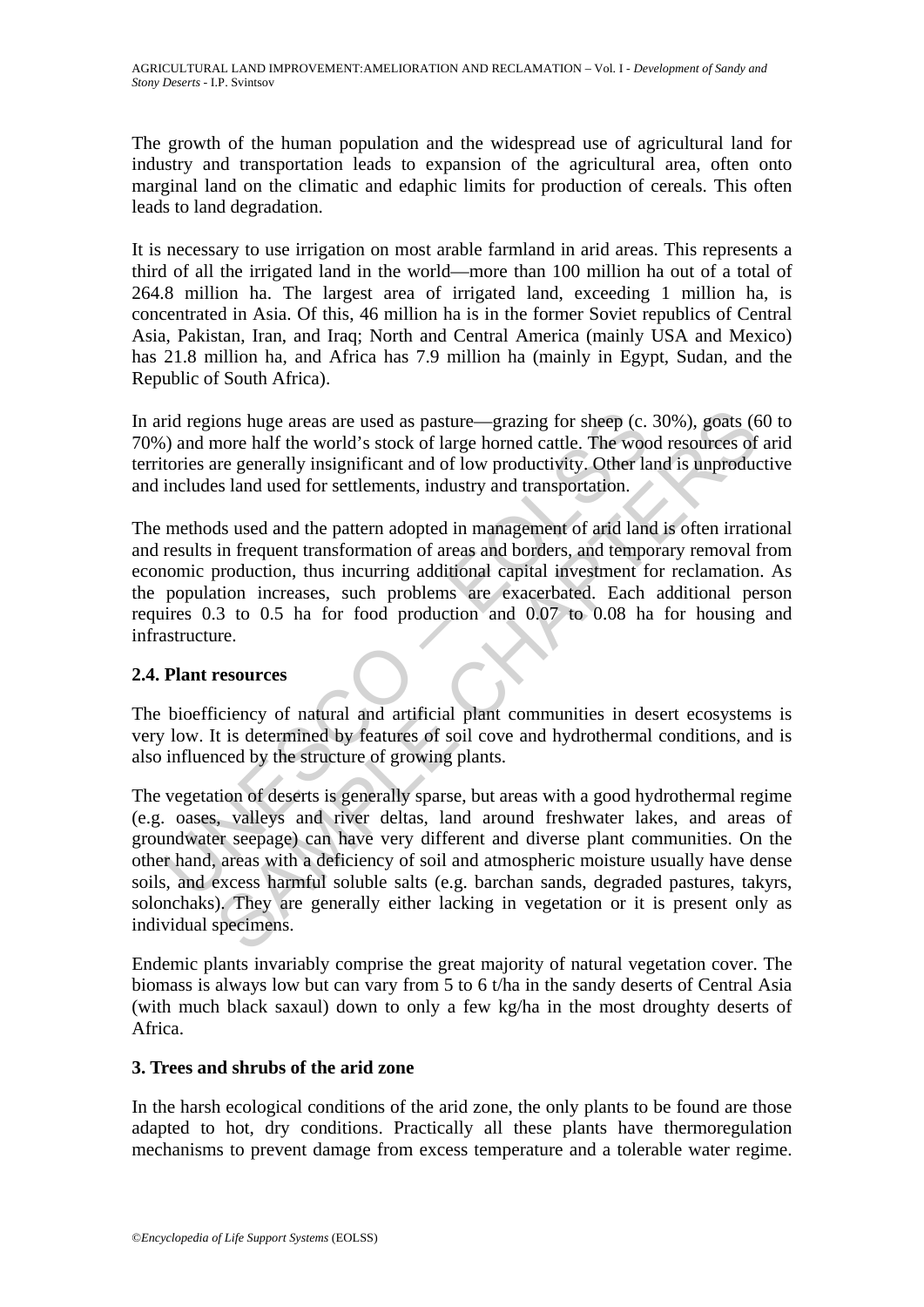The growth of the human population and the widespread use of agricultural land for industry and transportation leads to expansion of the agricultural area, often onto marginal land on the climatic and edaphic limits for production of cereals. This often leads to land degradation.

It is necessary to use irrigation on most arable farmland in arid areas. This represents a third of all the irrigated land in the world—more than 100 million ha out of a total of 264.8 million ha. The largest area of irrigated land, exceeding 1 million ha, is concentrated in Asia. Of this, 46 million ha is in the former Soviet republics of Central Asia, Pakistan, Iran, and Iraq; North and Central America (mainly USA and Mexico) has 21.8 million ha, and Africa has 7.9 million ha (mainly in Egypt, Sudan, and the Republic of South Africa).

In arid regions huge areas are used as pasture—grazing for sheep (c. 30%), goats (60 to 70%) and more half the world's stock of large horned cattle. The wood resources of arid territories are generally insignificant and of low productivity. Other land is unproductive and includes land used for settlements, industry and transportation.

The methods used and the pattern adopted in management of arid land is often irrational and results in frequent transformation of areas and borders, and temporary removal from economic production, thus incurring additional capital investment for reclamation. As the population increases, such problems are exacerbated. Each additional person requires 0.3 to 0.5 ha for food production and 0.07 to 0.08 ha for housing and infrastructure.

### 2.4. Plant resources

The bioefficiency of natural and artificial plant communities in desert ecosystems is very low. It is determined by features of soil cove and hydrothermal conditions, and is also influenced by the structure of growing plants.

The vegetation of deserts is generally sparse, but areas with a good hydrothermal regime (e.g. oases, valleys and river deltas, land around freshwater lakes, and areas of groundwater seepage) can have very different and diverse plant communities. On the other hand, areas with a deficiency of soil and atmospheric moisture usually have dense soils, and excess harmful soluble salts (e.g. barchan sands, degraded pastures, takyrs, solonchaks). They are generally either lacking in vegetation or it is present only as individual specimens.

Endemic plants invariably comprise the great majority of natural vegetation cover. The biomass is always low but can vary from 5 to 6 t/ha in the sandy deserts of Central Asia (with much black saxaul) down to only a few kg/ha in the most droughty deserts of Africa.

## 3. Trees and shrubs of the arid zone

In the harsh ecological conditions of the arid zone, the only plants to be found are those adapted to hot, dry conditions. Practically all these plants have thermoregulation mechanisms to prevent damage from excess temperature and a tolerable water regime.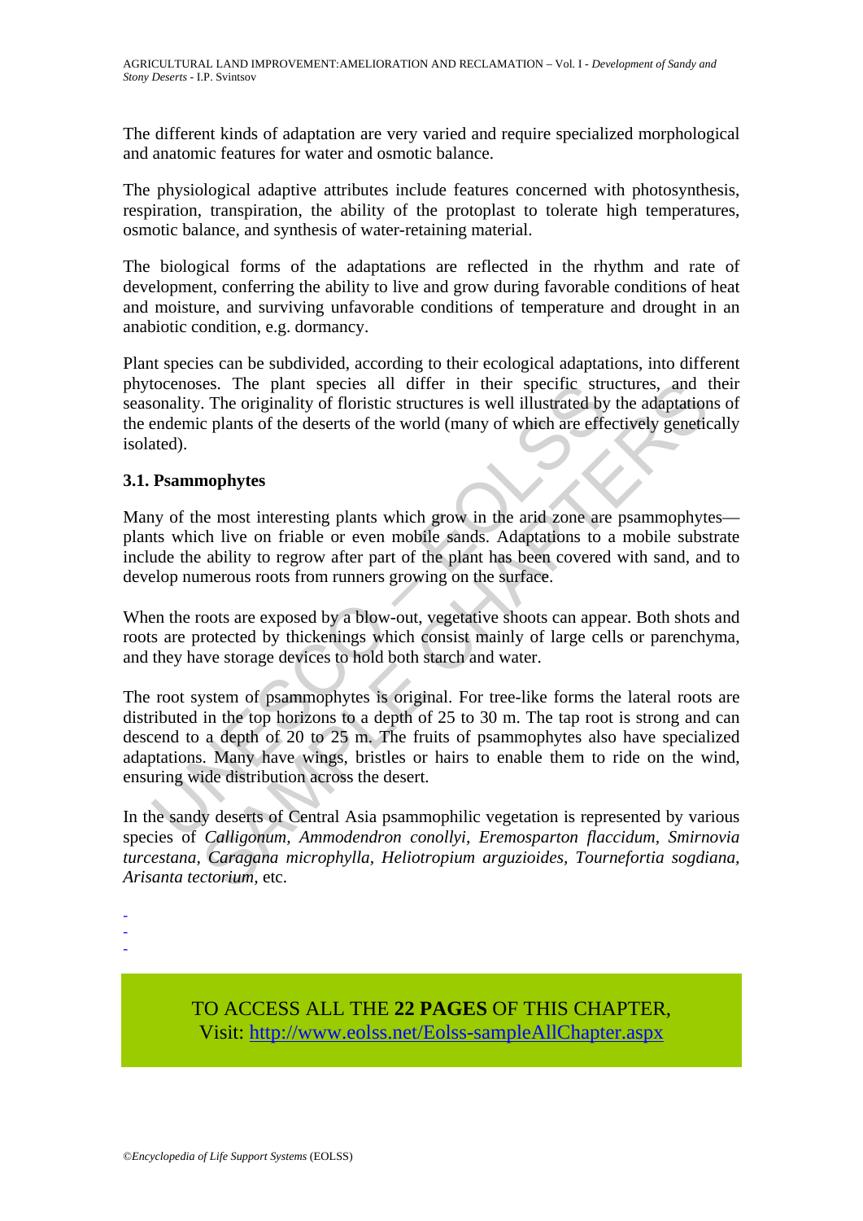The different kinds of adaptation are very varied and require specialized morphological and anatomic features for water and osmotic balance.

The physiological adaptive attributes include features concerned with photosynthesis, respiration, transpiration, the ability of the protoplast to tolerate high temperatures, osmotic balance, and synthesis of water-retaining material.

The biological forms of the adaptations are reflected in the rhythm and rate of development, conferring the ability to live and grow during favorable conditions of heat and moisture, and surviving unfavorable conditions of temperature and drought in an anabiotic condition, e.g. dormancy.

Plant species can be subdivided, according to their ecological adaptations, into different phytocenoses. The plant species all differ in their specific structures, and their seasonality. The originality of floristic structures is well illustrated by the adaptations of the endemic plants of the deserts of the world (many of which are effectively genetically isolated).

### 3.1. Psammophytes

Many of the most interesting plants which grow in the arid zone are psammophytes—plants which live on friable or even mobile sands. Adaptations to a mobile substrate include the ability to regrow after part of the plant has been covered with sand, and to develop numerous roots from runners growing on the surface.

When the roots are exposed by a blow-out, vegetative shoots can appear. Both shots and roots are protected by thickenings which consist mainly of large cells or parenchyma, and they have storage devices to hold both starch and water.

The root system of psammophytes is original. For tree-like forms the lateral roots are distributed in the top horizons to a depth of 25 to 30 m. The tap root is strong and can descend to a depth of 20 to 25 m. The fruits of psammophytes also have specialized adaptations. Many have wings, bristles or hairs to enable them to ride on the wind, ensuring wide distribution across the desert.

In the sandy deserts of Central Asia psammophilic vegetation is represented by various species of *Calligonum*, *Ammodendron conollyi*, *Eremosparton flaccidum*, *Smirnovia turcestana*, *Caragana microphylla*, *Heliotropium arguzioides*, *Tournefortia sogdiana*, *Arisanta tectorium*, etc.

-
-
-

TO ACCESS ALL THE **22 PAGES** OF THIS CHAPTER,
Visit: http://www.eolss.net/Eolss-sampleAllChapter.aspx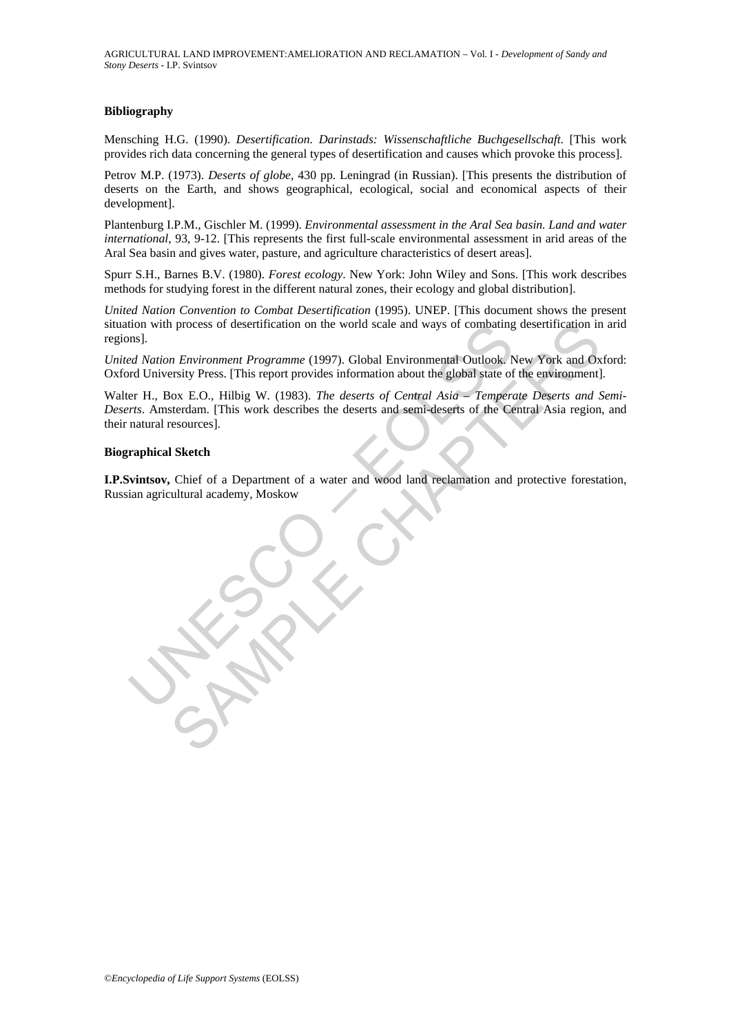## Bibliography

Mensching H.G. (1990). *Desertification. Darinstads: Wissenschaftliche Buchgesellschaft.* [This work provides rich data concerning the general types of desertification and causes which provoke this process].

Petrov M.P. (1973). *Deserts of globe*, 430 pp. Leningrad (in Russian). [This presents the distribution of deserts on the Earth, and shows geographical, ecological, social and economical aspects of their development].

Plantenburg I.P.M., Gischler M. (1999). *Environmental assessment in the Aral Sea basin. Land and water international*, 93, 9-12. [This represents the first full-scale environmental assessment in arid areas of the Aral Sea basin and gives water, pasture, and agriculture characteristics of desert areas].

Spurr S.H., Barnes B.V. (1980). *Forest ecology*. New York: John Wiley and Sons. [This work describes methods for studying forest in the different natural zones, their ecology and global distribution].

*United Nation Convention to Combat Desertification* (1995). UNEP. [This document shows the present situation with process of desertification on the world scale and ways of combating desertification in arid regions].

*United Nation Environment Programme* (1997). Global Environmental Outlook. New York and Oxford: Oxford University Press. [This report provides information about the global state of the environment].

Walter H., Box E.O., Hilbig W. (1983). *The deserts of Central Asia – Temperate Deserts and Semi-Deserts*. Amsterdam. [This work describes the deserts and semi-deserts of the Central Asia region, and their natural resources].

## Biographical Sketch

**I.P.Svintsov,** Chief of a Department of a water and wood land reclamation and protective forestation, Russian agricultural academy, Moskow